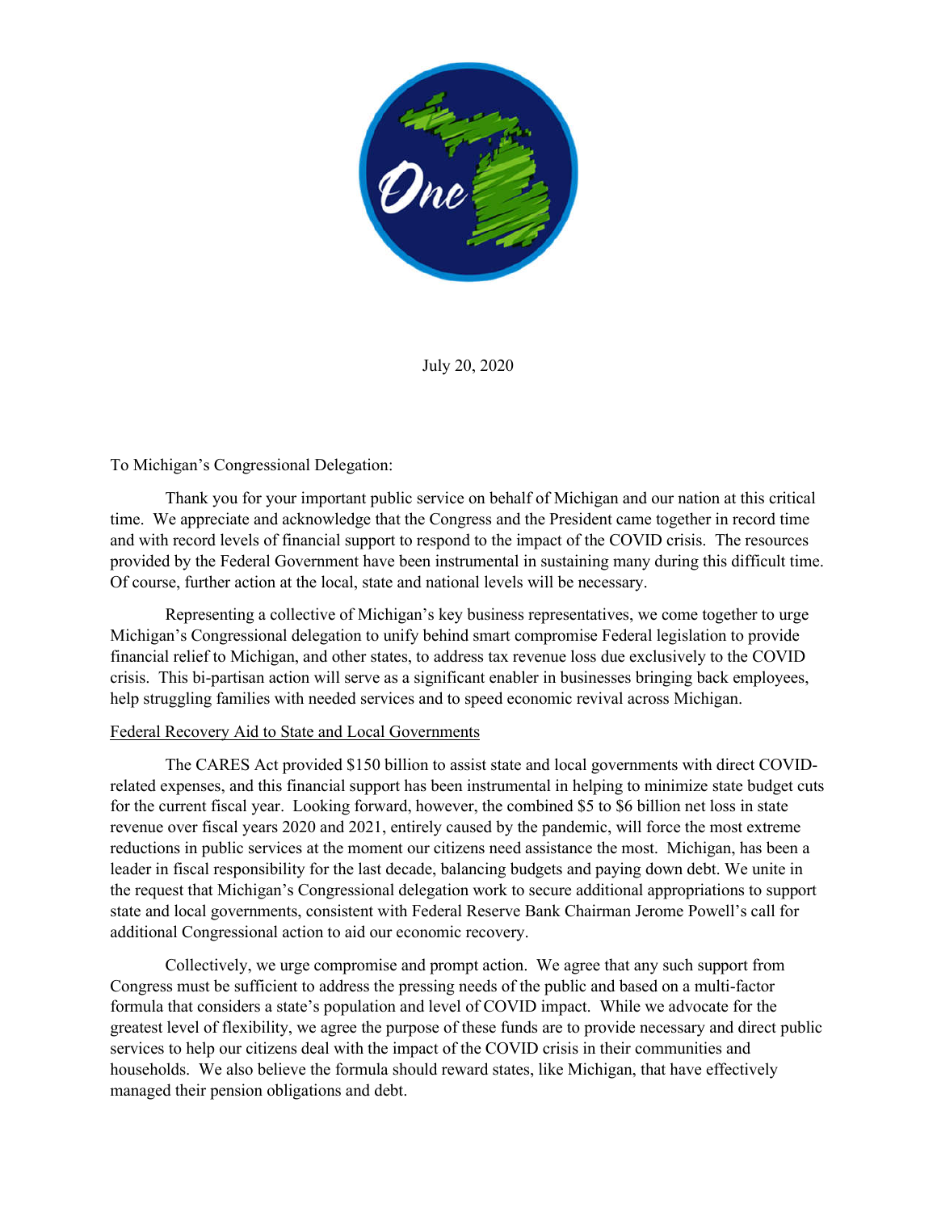July 20, 2020

To Michigan's Congressional Delegation:

Thank you for your important public service on behalf of Michigan and our nation at this critical time. We appreciate and acknowledge that the Congress and the President came together in record time and with record levels of financial support to respond to the impact of the COVID crisis. The resources provided by the Federal Government have been instrumental in sustaining many during this difficult time. Of course, further action at the local, state and national levels will be necessary.

Representing a collective of Michigan's key business representatives, we come together to urge Michigan's Congressional delegation to unify behind smart compromise Federal legislation to provide financial relief to Michigan, and other states, to address tax revenue loss due exclusively to the COVID crisis. This bi-partisan action will serve as a significant enabler in businesses bringing back employees, help struggling families with needed services and to speed economic revival across Michigan.

Federal Recovery Aid to State and Local Governments

The CARES Act provided $150 billion to assist state and local governments with direct COVID-related expenses, and this financial support has been instrumental in helping to minimize state budget cuts for the current fiscal year. Looking forward, however, the combined $5 to $6 billion net loss in state revenue over fiscal years 2020 and 2021, entirely caused by the pandemic, will force the most extreme reductions in public services at the moment our citizens need assistance the most. Michigan, has been a leader in fiscal responsibility for the last decade, balancing budgets and paying down debt. We unite in the request that Michigan's Congressional delegation work to secure additional appropriations to support state and local governments, consistent with Federal Reserve Bank Chairman Jerome Powell's call for additional Congressional action to aid our economic recovery.

Collectively, we urge compromise and prompt action. We agree that any such support from Congress must be sufficient to address the pressing needs of the public and based on a multi-factor formula that considers a state's population and level of COVID impact. While we advocate for the greatest level of flexibility, we agree the purpose of these funds are to provide necessary and direct public services to help our citizens deal with the impact of the COVID crisis in their communities and households. We also believe the formula should reward states, like Michigan, that have effectively managed their pension obligations and debt.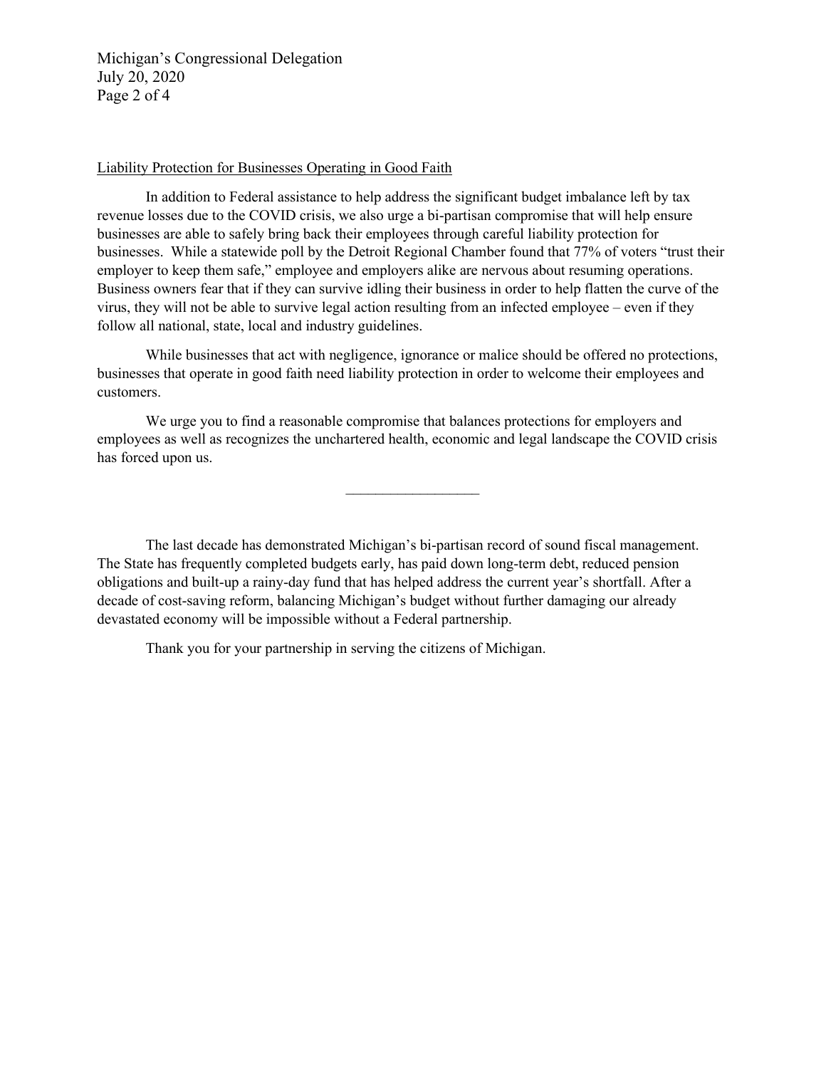<u>Liability Protection for Businesses Operating in Good Faith</u>

In addition to Federal assistance to help address the significant budget imbalance left by tax revenue losses due to the COVID crisis, we also urge a bi-partisan compromise that will help ensure businesses are able to safely bring back their employees through careful liability protection for businesses. While a statewide poll by the Detroit Regional Chamber found that 77% of voters "trust their employer to keep them safe," employee and employers alike are nervous about resuming operations. Business owners fear that if they can survive idling their business in order to help flatten the curve of the virus, they will not be able to survive legal action resulting from an infected employee – even if they follow all national, state, local and industry guidelines.

While businesses that act with negligence, ignorance or malice should be offered no protections, businesses that operate in good faith need liability protection in order to welcome their employees and customers.

We urge you to find a reasonable compromise that balances protections for employers and employees as well as recognizes the unchartered health, economic and legal landscape the COVID crisis has forced upon us.

---

The last decade has demonstrated Michigan's bi-partisan record of sound fiscal management. The State has frequently completed budgets early, has paid down long-term debt, reduced pension obligations and built-up a rainy-day fund that has helped address the current year's shortfall. After a decade of cost-saving reform, balancing Michigan's budget without further damaging our already devastated economy will be impossible without a Federal partnership.

Thank you for your partnership in serving the citizens of Michigan.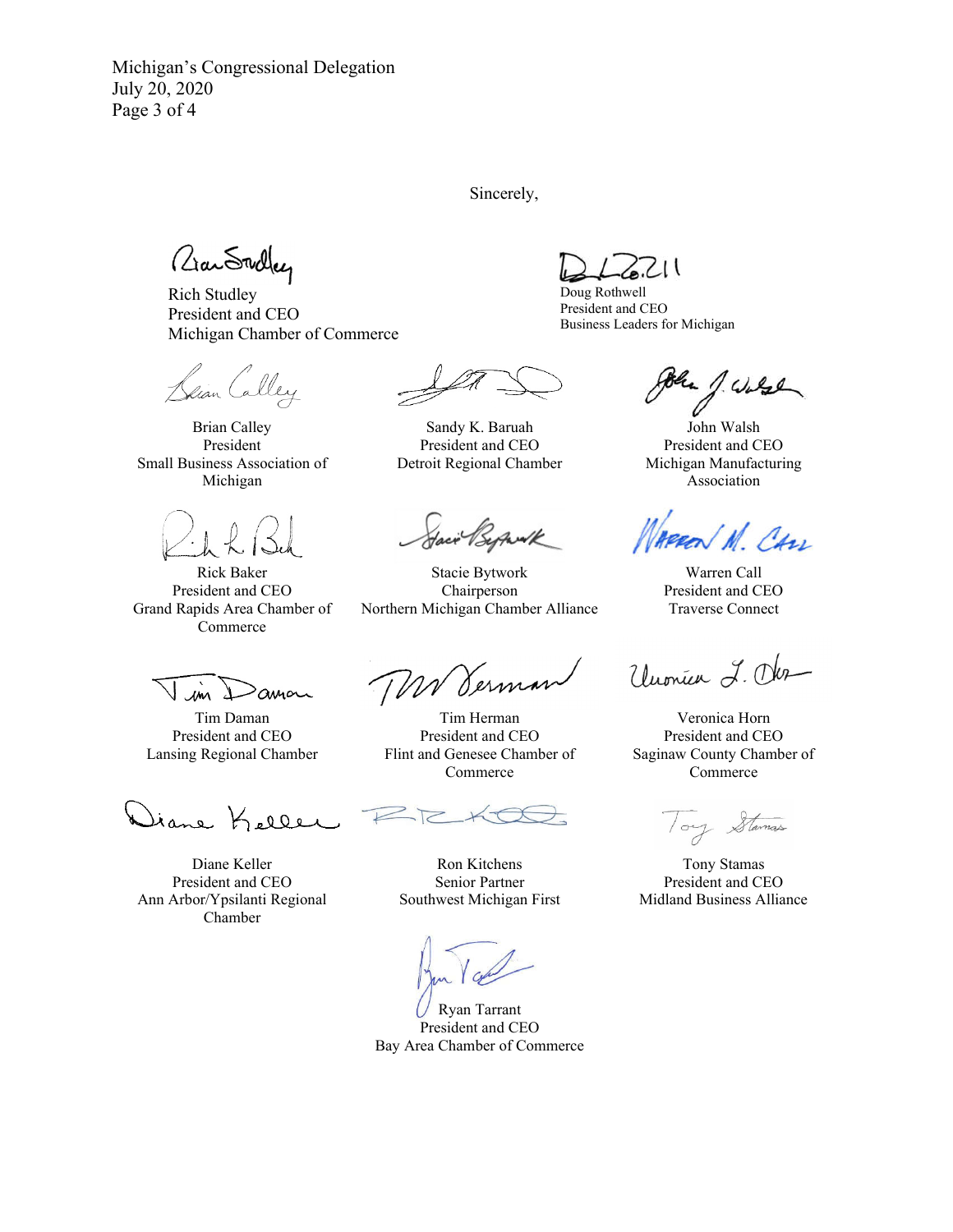Sincerely,

Rich Studley
President and CEO
Michigan Chamber of Commerce

Doug Rothwell
President and CEO
Business Leaders for Michigan

Brian Calley
President
Small Business Association of Michigan

Sandy K. Baruah
President and CEO
Detroit Regional Chamber

John Walsh
President and CEO
Michigan Manufacturing Association

Rick Baker
President and CEO
Grand Rapids Area Chamber of Commerce

Stacie Bytwork
Chairperson
Northern Michigan Chamber Alliance

Warren Call
President and CEO
Traverse Connect

Tim Daman
President and CEO
Lansing Regional Chamber

Tim Herman
President and CEO
Flint and Genesee Chamber of Commerce

Veronica Horn
President and CEO
Saginaw County Chamber of Commerce

Diane Keller
President and CEO
Ann Arbor/Ypsilanti Regional Chamber

Ron Kitchens
Senior Partner
Southwest Michigan First

Tony Stamas
President and CEO
Midland Business Alliance

Ryan Tarrant
President and CEO
Bay Area Chamber of Commerce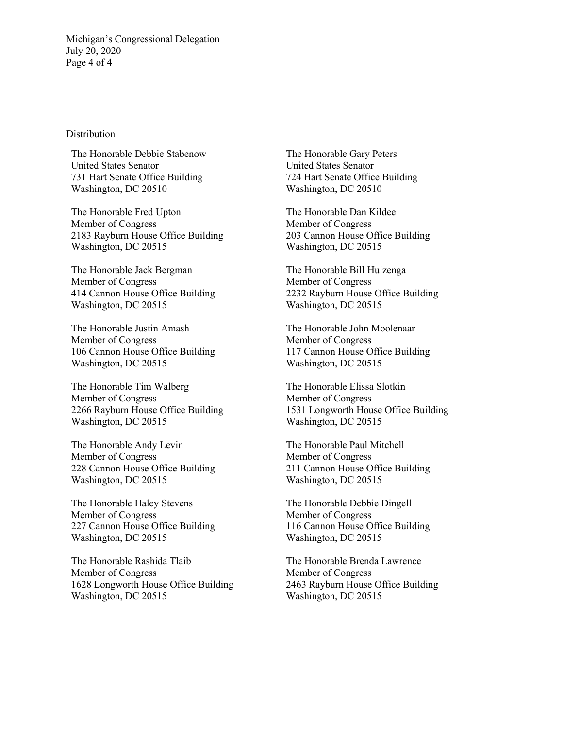Distribution

The Honorable Debbie Stabenow
United States Senator
731 Hart Senate Office Building
Washington, DC 20510

The Honorable Gary Peters
United States Senator
724 Hart Senate Office Building
Washington, DC 20510

The Honorable Fred Upton
Member of Congress
2183 Rayburn House Office Building
Washington, DC 20515

The Honorable Dan Kildee
Member of Congress
203 Cannon House Office Building
Washington, DC 20515

The Honorable Jack Bergman
Member of Congress
414 Cannon House Office Building
Washington, DC 20515

The Honorable Bill Huizenga
Member of Congress
2232 Rayburn House Office Building
Washington, DC 20515

The Honorable Justin Amash
Member of Congress
106 Cannon House Office Building
Washington, DC 20515

The Honorable John Moolenaar
Member of Congress
117 Cannon House Office Building
Washington, DC 20515

The Honorable Tim Walberg
Member of Congress
2266 Rayburn House Office Building
Washington, DC 20515

The Honorable Elissa Slotkin
Member of Congress
1531 Longworth House Office Building
Washington, DC 20515

The Honorable Andy Levin
Member of Congress
228 Cannon House Office Building
Washington, DC 20515

The Honorable Paul Mitchell
Member of Congress
211 Cannon House Office Building
Washington, DC 20515

The Honorable Haley Stevens
Member of Congress
227 Cannon House Office Building
Washington, DC 20515

The Honorable Debbie Dingell
Member of Congress
116 Cannon House Office Building
Washington, DC 20515

The Honorable Rashida Tlaib
Member of Congress
1628 Longworth House Office Building
Washington, DC 20515

The Honorable Brenda Lawrence
Member of Congress
2463 Rayburn House Office Building
Washington, DC 20515